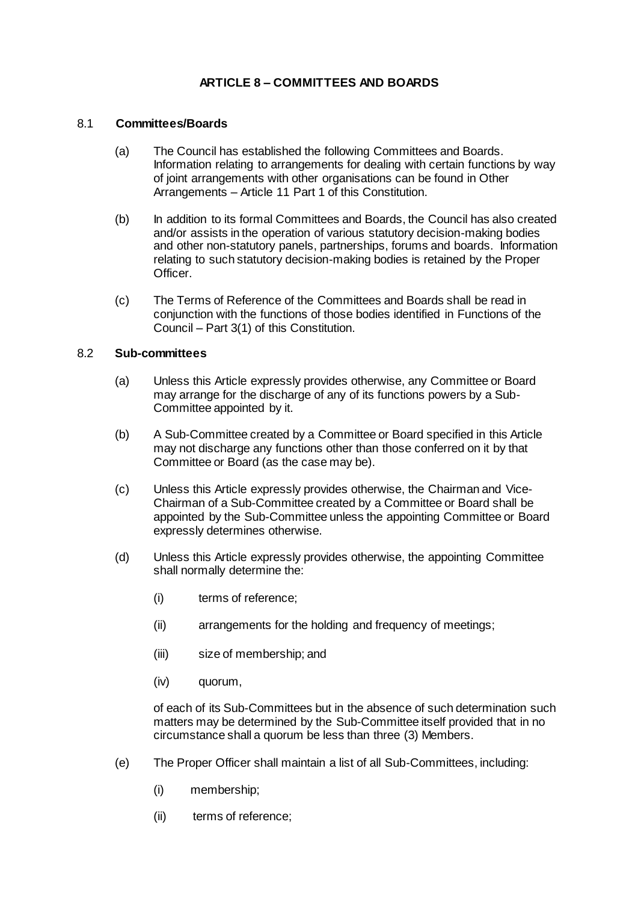# ARTICLE 8 – COMMITTEES AND BOARDS

## 8.1 Committees/Boards

(a) The Council has established the following Committees and Boards. Information relating to arrangements for dealing with certain functions by way of joint arrangements with other organisations can be found in Other Arrangements – Article 11 Part 1 of this Constitution.

(b) In addition to its formal Committees and Boards, the Council has also created and/or assists in the operation of various statutory decision-making bodies and other non-statutory panels, partnerships, forums and boards. Information relating to such statutory decision-making bodies is retained by the Proper Officer.

(c) The Terms of Reference of the Committees and Boards shall be read in conjunction with the functions of those bodies identified in Functions of the Council – Part 3(1) of this Constitution.

## 8.2 Sub-committees

(a) Unless this Article expressly provides otherwise, any Committee or Board may arrange for the discharge of any of its functions powers by a Sub-Committee appointed by it.

(b) A Sub-Committee created by a Committee or Board specified in this Article may not discharge any functions other than those conferred on it by that Committee or Board (as the case may be).

(c) Unless this Article expressly provides otherwise, the Chairman and Vice-Chairman of a Sub-Committee created by a Committee or Board shall be appointed by the Sub-Committee unless the appointing Committee or Board expressly determines otherwise.

(d) Unless this Article expressly provides otherwise, the appointing Committee shall normally determine the:

(i) terms of reference;

(ii) arrangements for the holding and frequency of meetings;

(iii) size of membership; and

(iv) quorum,

of each of its Sub-Committees but in the absence of such determination such matters may be determined by the Sub-Committee itself provided that in no circumstance shall a quorum be less than three (3) Members.

(e) The Proper Officer shall maintain a list of all Sub-Committees, including:

(i) membership;

(ii) terms of reference;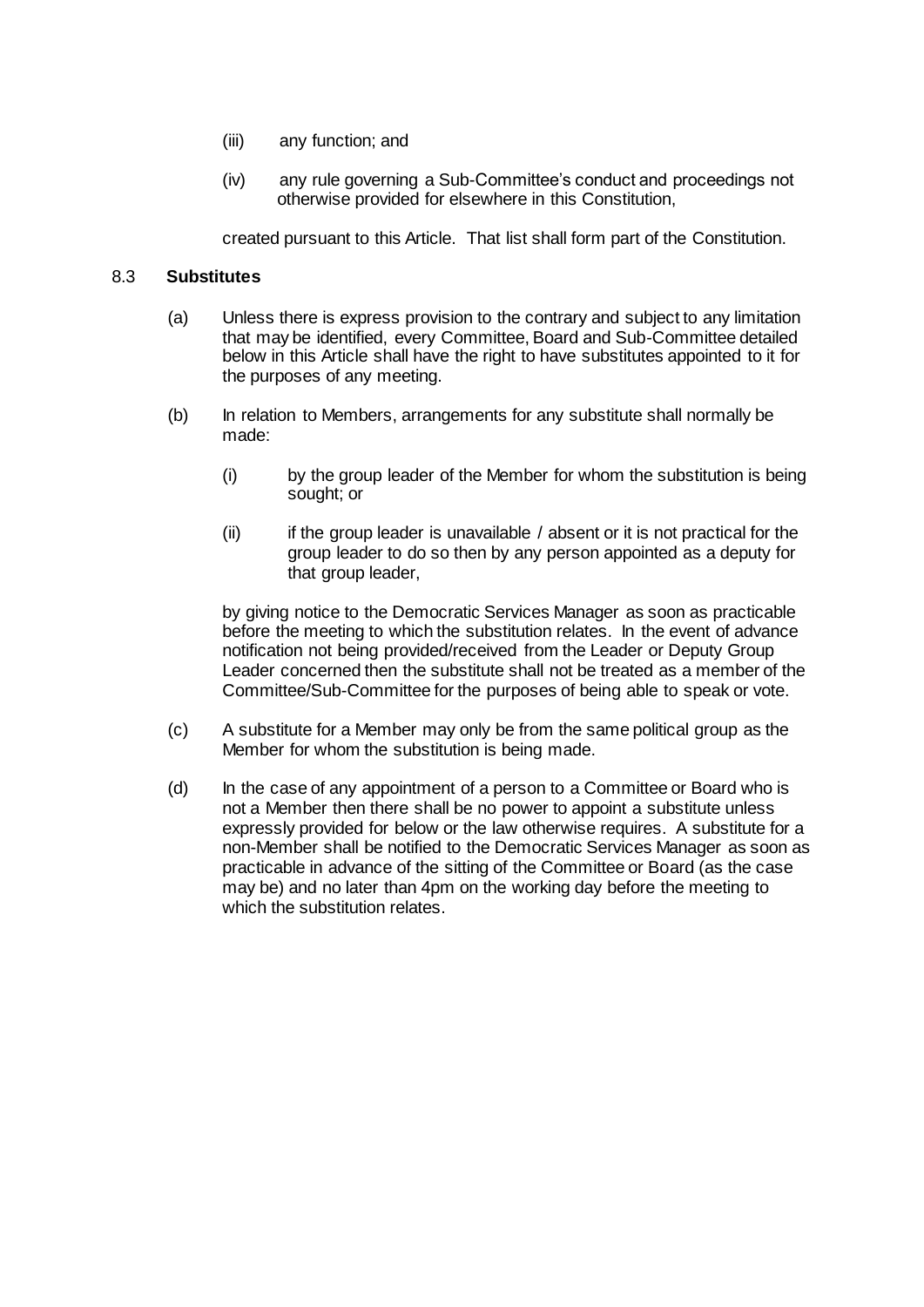(iii) any function; and

(iv) any rule governing a Sub-Committee's conduct and proceedings not otherwise provided for elsewhere in this Constitution,

created pursuant to this Article. That list shall form part of the Constitution.

8.3 **Substitutes**

(a) Unless there is express provision to the contrary and subject to any limitation that may be identified, every Committee, Board and Sub-Committee detailed below in this Article shall have the right to have substitutes appointed to it for the purposes of any meeting.

(b) In relation to Members, arrangements for any substitute shall normally be made:

(i) by the group leader of the Member for whom the substitution is being sought; or

(ii) if the group leader is unavailable / absent or it is not practical for the group leader to do so then by any person appointed as a deputy for that group leader,

by giving notice to the Democratic Services Manager as soon as practicable before the meeting to which the substitution relates. In the event of advance notification not being provided/received from the Leader or Deputy Group Leader concerned then the substitute shall not be treated as a member of the Committee/Sub-Committee for the purposes of being able to speak or vote.

(c) A substitute for a Member may only be from the same political group as the Member for whom the substitution is being made.

(d) In the case of any appointment of a person to a Committee or Board who is not a Member then there shall be no power to appoint a substitute unless expressly provided for below or the law otherwise requires. A substitute for a non-Member shall be notified to the Democratic Services Manager as soon as practicable in advance of the sitting of the Committee or Board (as the case may be) and no later than 4pm on the working day before the meeting to which the substitution relates.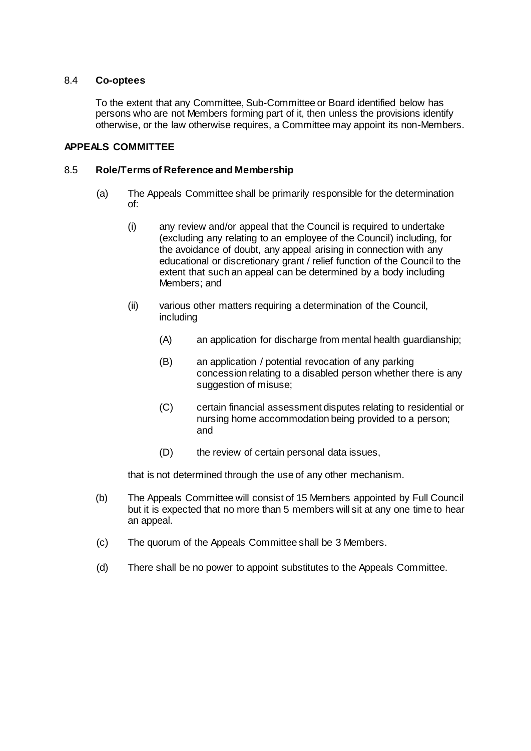8.4 **Co-optees**

To the extent that any Committee, Sub-Committee or Board identified below has persons who are not Members forming part of it, then unless the provisions identify otherwise, or the law otherwise requires, a Committee may appoint its non-Members.

**APPEALS COMMITTEE**

8.5 **Role/Terms of Reference and Membership**

(a) The Appeals Committee shall be primarily responsible for the determination of:

(i) any review and/or appeal that the Council is required to undertake (excluding any relating to an employee of the Council) including, for the avoidance of doubt, any appeal arising in connection with any educational or discretionary grant / relief function of the Council to the extent that such an appeal can be determined by a body including Members; and

(ii) various other matters requiring a determination of the Council, including

(A) an application for discharge from mental health guardianship;

(B) an application / potential revocation of any parking concession relating to a disabled person whether there is any suggestion of misuse;

(C) certain financial assessment disputes relating to residential or nursing home accommodation being provided to a person; and

(D) the review of certain personal data issues,

that is not determined through the use of any other mechanism.

(b) The Appeals Committee will consist of 15 Members appointed by Full Council but it is expected that no more than 5 members will sit at any one time to hear an appeal.

(c) The quorum of the Appeals Committee shall be 3 Members.

(d) There shall be no power to appoint substitutes to the Appeals Committee.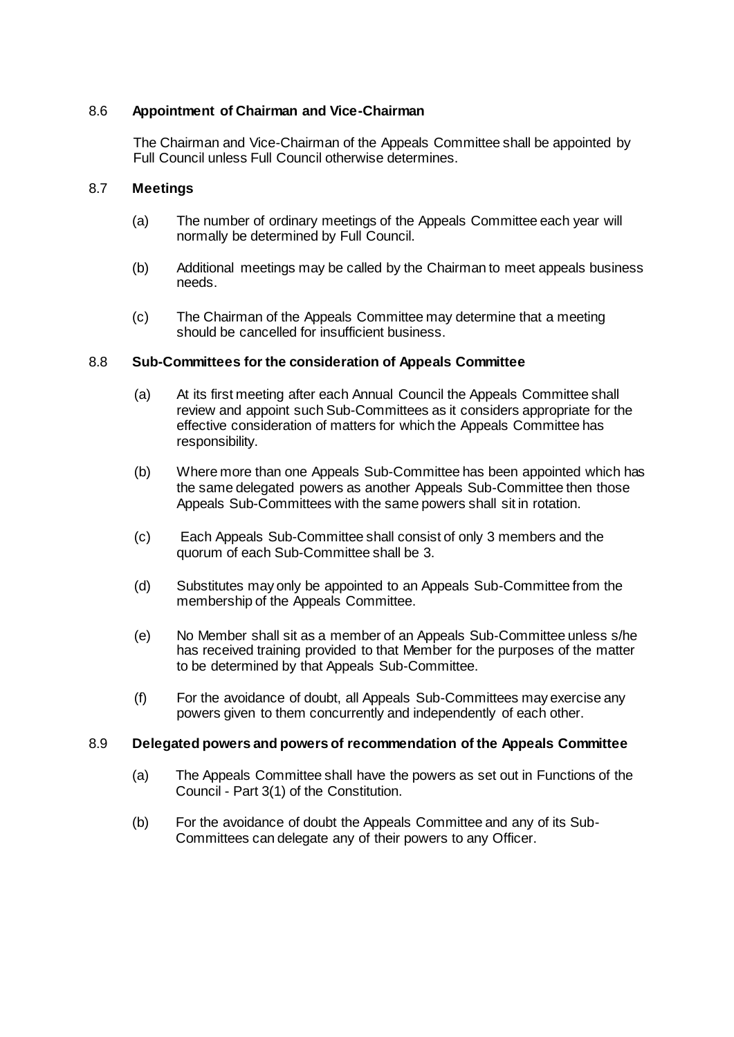### 8.6 Appointment of Chairman and Vice-Chairman

The Chairman and Vice-Chairman of the Appeals Committee shall be appointed by Full Council unless Full Council otherwise determines.

### 8.7 Meetings

(a) The number of ordinary meetings of the Appeals Committee each year will normally be determined by Full Council.

(b) Additional meetings may be called by the Chairman to meet appeals business needs.

(c) The Chairman of the Appeals Committee may determine that a meeting should be cancelled for insufficient business.

### 8.8 Sub-Committees for the consideration of Appeals Committee

(a) At its first meeting after each Annual Council the Appeals Committee shall review and appoint such Sub-Committees as it considers appropriate for the effective consideration of matters for which the Appeals Committee has responsibility.

(b) Where more than one Appeals Sub-Committee has been appointed which has the same delegated powers as another Appeals Sub-Committee then those Appeals Sub-Committees with the same powers shall sit in rotation.

(c) Each Appeals Sub-Committee shall consist of only 3 members and the quorum of each Sub-Committee shall be 3.

(d) Substitutes may only be appointed to an Appeals Sub-Committee from the membership of the Appeals Committee.

(e) No Member shall sit as a member of an Appeals Sub-Committee unless s/he has received training provided to that Member for the purposes of the matter to be determined by that Appeals Sub-Committee.

(f) For the avoidance of doubt, all Appeals Sub-Committees may exercise any powers given to them concurrently and independently of each other.

### 8.9 Delegated powers and powers of recommendation of the Appeals Committee

(a) The Appeals Committee shall have the powers as set out in Functions of the Council - Part 3(1) of the Constitution.

(b) For the avoidance of doubt the Appeals Committee and any of its Sub-Committees can delegate any of their powers to any Officer.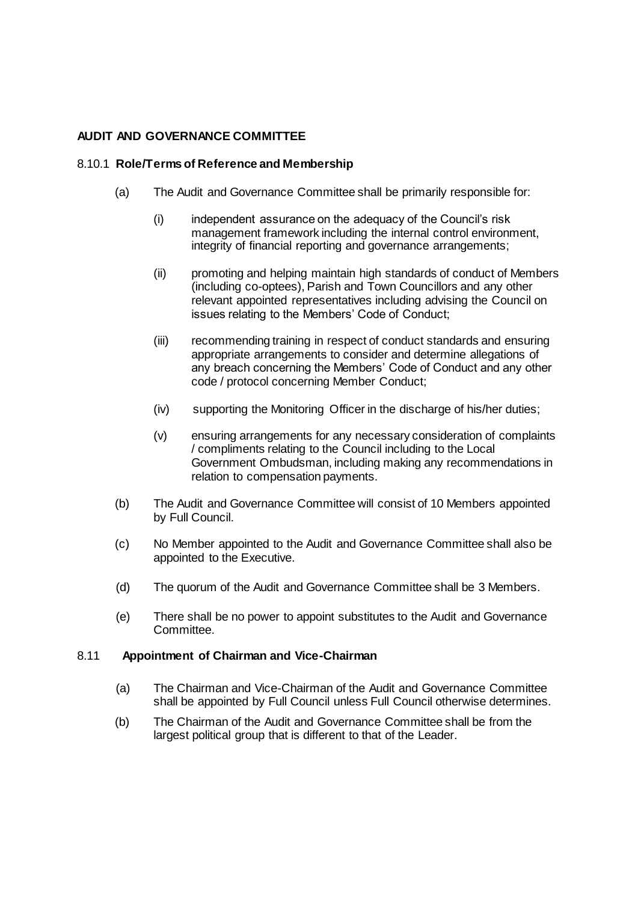## AUDIT AND GOVERNANCE COMMITTEE

### 8.10.1 **Role/Terms of Reference and Membership**

(a) The Audit and Governance Committee shall be primarily responsible for:

(i) independent assurance on the adequacy of the Council's risk management framework including the internal control environment, integrity of financial reporting and governance arrangements;

(ii) promoting and helping maintain high standards of conduct of Members (including co-optees), Parish and Town Councillors and any other relevant appointed representatives including advising the Council on issues relating to the Members' Code of Conduct;

(iii) recommending training in respect of conduct standards and ensuring appropriate arrangements to consider and determine allegations of any breach concerning the Members' Code of Conduct and any other code / protocol concerning Member Conduct;

(iv) supporting the Monitoring Officer in the discharge of his/her duties;

(v) ensuring arrangements for any necessary consideration of complaints / compliments relating to the Council including to the Local Government Ombudsman, including making any recommendations in relation to compensation payments.

(b) The Audit and Governance Committee will consist of 10 Members appointed by Full Council.

(c) No Member appointed to the Audit and Governance Committee shall also be appointed to the Executive.

(d) The quorum of the Audit and Governance Committee shall be 3 Members.

(e) There shall be no power to appoint substitutes to the Audit and Governance Committee.

### 8.11 **Appointment of Chairman and Vice-Chairman**

(a) The Chairman and Vice-Chairman of the Audit and Governance Committee shall be appointed by Full Council unless Full Council otherwise determines.

(b) The Chairman of the Audit and Governance Committee shall be from the largest political group that is different to that of the Leader.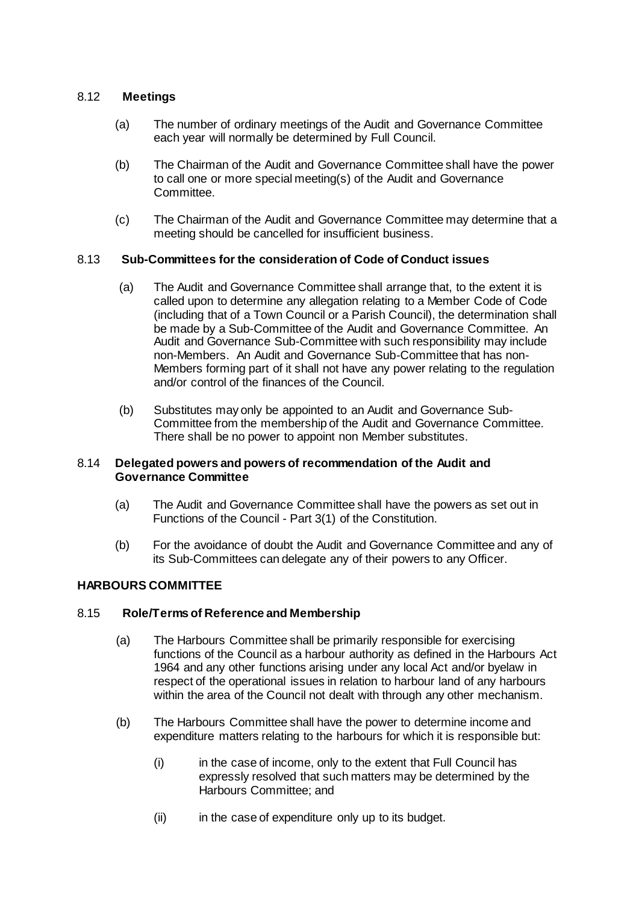### 8.12 **Meetings**

(a) The number of ordinary meetings of the Audit and Governance Committee each year will normally be determined by Full Council.

(b) The Chairman of the Audit and Governance Committee shall have the power to call one or more special meeting(s) of the Audit and Governance Committee.

(c) The Chairman of the Audit and Governance Committee may determine that a meeting should be cancelled for insufficient business.

### 8.13 **Sub-Committees for the consideration of Code of Conduct issues**

(a) The Audit and Governance Committee shall arrange that, to the extent it is called upon to determine any allegation relating to a Member Code of Code (including that of a Town Council or a Parish Council), the determination shall be made by a Sub-Committee of the Audit and Governance Committee. An Audit and Governance Sub-Committee with such responsibility may include non-Members. An Audit and Governance Sub-Committee that has non-Members forming part of it shall not have any power relating to the regulation and/or control of the finances of the Council.

(b) Substitutes may only be appointed to an Audit and Governance Sub-Committee from the membership of the Audit and Governance Committee. There shall be no power to appoint non Member substitutes.

### 8.14 **Delegated powers and powers of recommendation of the Audit and Governance Committee**

(a) The Audit and Governance Committee shall have the powers as set out in Functions of the Council - Part 3(1) of the Constitution.

(b) For the avoidance of doubt the Audit and Governance Committee and any of its Sub-Committees can delegate any of their powers to any Officer.

## **HARBOURS COMMITTEE**

### 8.15 **Role/Terms of Reference and Membership**

(a) The Harbours Committee shall be primarily responsible for exercising functions of the Council as a harbour authority as defined in the Harbours Act 1964 and any other functions arising under any local Act and/or byelaw in respect of the operational issues in relation to harbour land of any harbours within the area of the Council not dealt with through any other mechanism.

(b) The Harbours Committee shall have the power to determine income and expenditure matters relating to the harbours for which it is responsible but:

(i) in the case of income, only to the extent that Full Council has expressly resolved that such matters may be determined by the Harbours Committee; and

(ii) in the case of expenditure only up to its budget.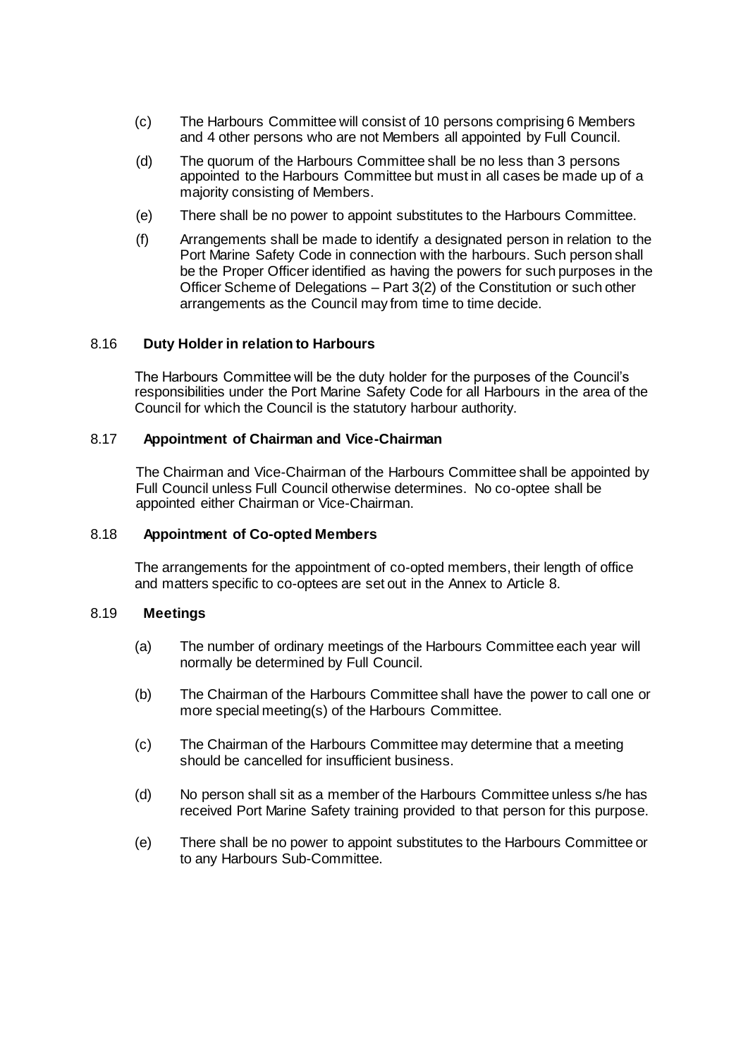(c) The Harbours Committee will consist of 10 persons comprising 6 Members and 4 other persons who are not Members all appointed by Full Council.

(d) The quorum of the Harbours Committee shall be no less than 3 persons appointed to the Harbours Committee but must in all cases be made up of a majority consisting of Members.

(e) There shall be no power to appoint substitutes to the Harbours Committee.

(f) Arrangements shall be made to identify a designated person in relation to the Port Marine Safety Code in connection with the harbours. Such person shall be the Proper Officer identified as having the powers for such purposes in the Officer Scheme of Delegations – Part 3(2) of the Constitution or such other arrangements as the Council may from time to time decide.

### 8.16 Duty Holder in relation to Harbours

The Harbours Committee will be the duty holder for the purposes of the Council's responsibilities under the Port Marine Safety Code for all Harbours in the area of the Council for which the Council is the statutory harbour authority.

### 8.17 Appointment of Chairman and Vice-Chairman

The Chairman and Vice-Chairman of the Harbours Committee shall be appointed by Full Council unless Full Council otherwise determines. No co-optee shall be appointed either Chairman or Vice-Chairman.

### 8.18 Appointment of Co-opted Members

The arrangements for the appointment of co-opted members, their length of office and matters specific to co-optees are set out in the Annex to Article 8.

### 8.19 Meetings

(a) The number of ordinary meetings of the Harbours Committee each year will normally be determined by Full Council.

(b) The Chairman of the Harbours Committee shall have the power to call one or more special meeting(s) of the Harbours Committee.

(c) The Chairman of the Harbours Committee may determine that a meeting should be cancelled for insufficient business.

(d) No person shall sit as a member of the Harbours Committee unless s/he has received Port Marine Safety training provided to that person for this purpose.

(e) There shall be no power to appoint substitutes to the Harbours Committee or to any Harbours Sub-Committee.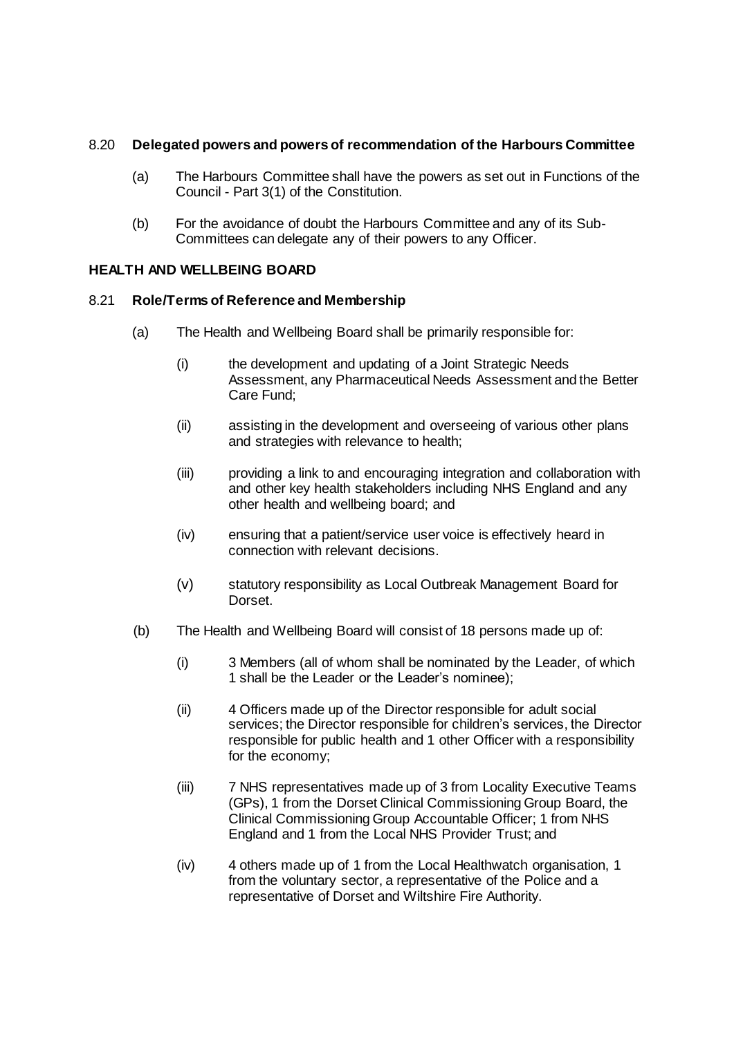8.20 **Delegated powers and powers of recommendation of the Harbours Committee**

(a) The Harbours Committee shall have the powers as set out in Functions of the Council - Part 3(1) of the Constitution.

(b) For the avoidance of doubt the Harbours Committee and any of its Sub-Committees can delegate any of their powers to any Officer.

**HEALTH AND WELLBEING BOARD**

8.21 **Role/Terms of Reference and Membership**

(a) The Health and Wellbeing Board shall be primarily responsible for:

(i) the development and updating of a Joint Strategic Needs Assessment, any Pharmaceutical Needs Assessment and the Better Care Fund;

(ii) assisting in the development and overseeing of various other plans and strategies with relevance to health;

(iii) providing a link to and encouraging integration and collaboration with and other key health stakeholders including NHS England and any other health and wellbeing board; and

(iv) ensuring that a patient/service user voice is effectively heard in connection with relevant decisions.

(v) statutory responsibility as Local Outbreak Management Board for Dorset.

(b) The Health and Wellbeing Board will consist of 18 persons made up of:

(i) 3 Members (all of whom shall be nominated by the Leader, of which 1 shall be the Leader or the Leader's nominee);

(ii) 4 Officers made up of the Director responsible for adult social services; the Director responsible for children's services, the Director responsible for public health and 1 other Officer with a responsibility for the economy;

(iii) 7 NHS representatives made up of 3 from Locality Executive Teams (GPs), 1 from the Dorset Clinical Commissioning Group Board, the Clinical Commissioning Group Accountable Officer; 1 from NHS England and 1 from the Local NHS Provider Trust; and

(iv) 4 others made up of 1 from the Local Healthwatch organisation, 1 from the voluntary sector, a representative of the Police and a representative of Dorset and Wiltshire Fire Authority.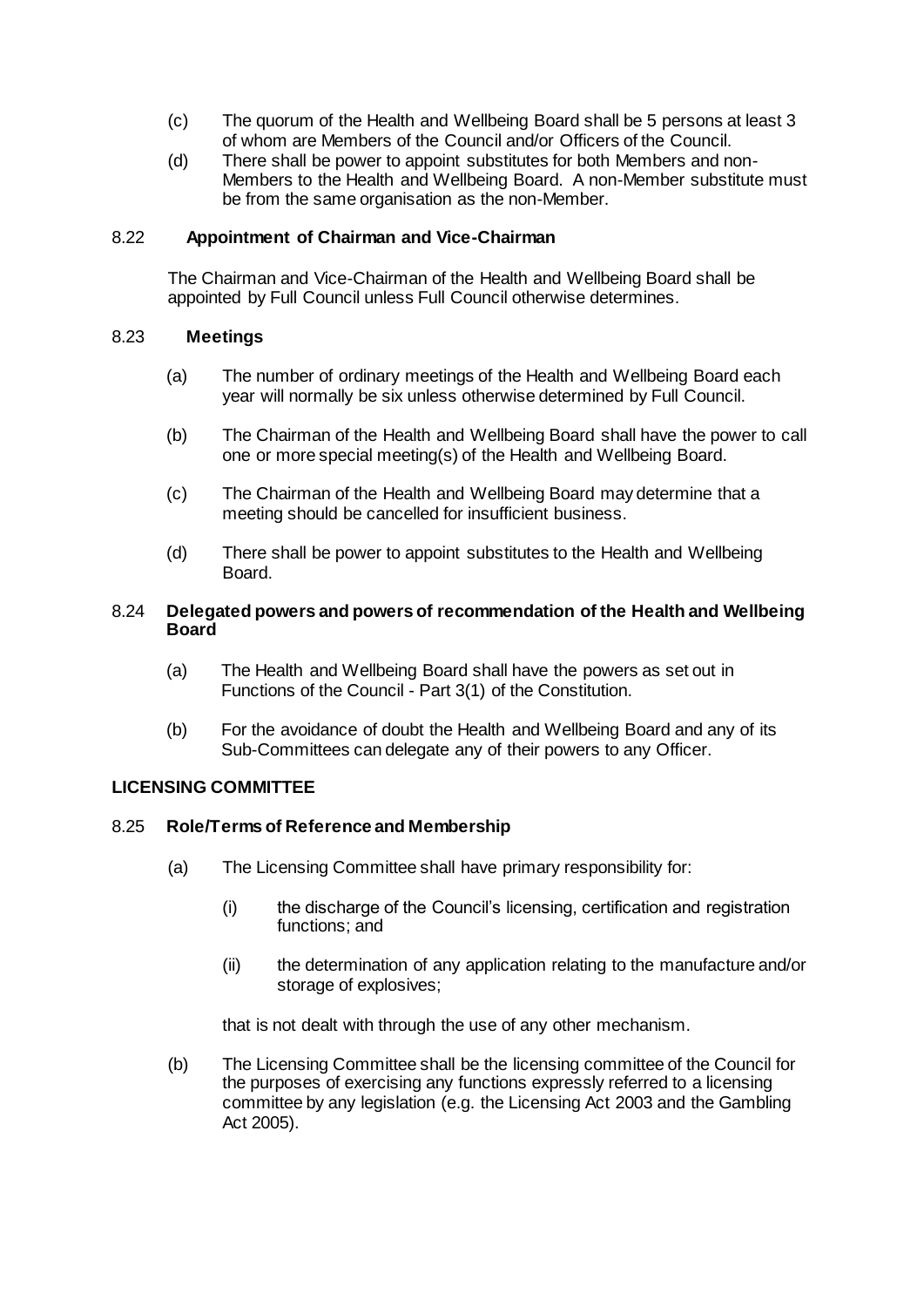(c) The quorum of the Health and Wellbeing Board shall be 5 persons at least 3 of whom are Members of the Council and/or Officers of the Council.

(d) There shall be power to appoint substitutes for both Members and non-Members to the Health and Wellbeing Board. A non-Member substitute must be from the same organisation as the non-Member.

### 8.22 Appointment of Chairman and Vice-Chairman

The Chairman and Vice-Chairman of the Health and Wellbeing Board shall be appointed by Full Council unless Full Council otherwise determines.

### 8.23 Meetings

(a) The number of ordinary meetings of the Health and Wellbeing Board each year will normally be six unless otherwise determined by Full Council.

(b) The Chairman of the Health and Wellbeing Board shall have the power to call one or more special meeting(s) of the Health and Wellbeing Board.

(c) The Chairman of the Health and Wellbeing Board may determine that a meeting should be cancelled for insufficient business.

(d) There shall be power to appoint substitutes to the Health and Wellbeing Board.

### 8.24 Delegated powers and powers of recommendation of the Health and Wellbeing Board

(a) The Health and Wellbeing Board shall have the powers as set out in Functions of the Council - Part 3(1) of the Constitution.

(b) For the avoidance of doubt the Health and Wellbeing Board and any of its Sub-Committees can delegate any of their powers to any Officer.

## LICENSING COMMITTEE

### 8.25 Role/Terms of Reference and Membership

(a) The Licensing Committee shall have primary responsibility for:

(i) the discharge of the Council's licensing, certification and registration functions; and

(ii) the determination of any application relating to the manufacture and/or storage of explosives;

that is not dealt with through the use of any other mechanism.

(b) The Licensing Committee shall be the licensing committee of the Council for the purposes of exercising any functions expressly referred to a licensing committee by any legislation (e.g. the Licensing Act 2003 and the Gambling Act 2005).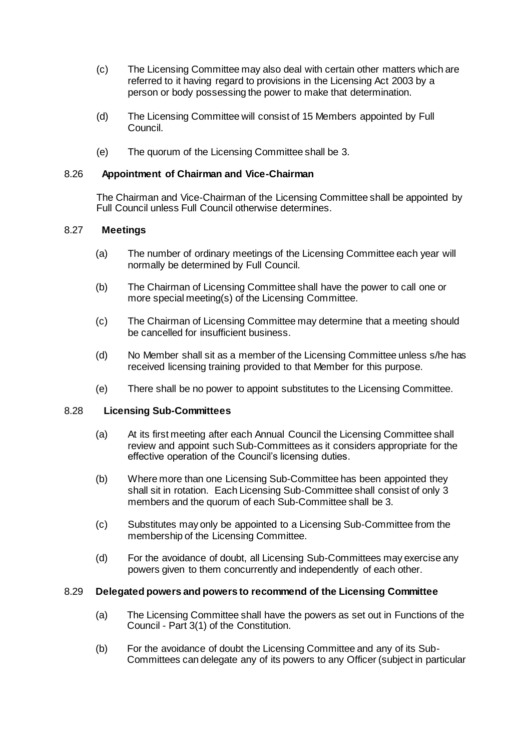(c) The Licensing Committee may also deal with certain other matters which are referred to it having regard to provisions in the Licensing Act 2003 by a person or body possessing the power to make that determination.

(d) The Licensing Committee will consist of 15 Members appointed by Full Council.

(e) The quorum of the Licensing Committee shall be 3.

### 8.26 **Appointment of Chairman and Vice-Chairman**

The Chairman and Vice-Chairman of the Licensing Committee shall be appointed by Full Council unless Full Council otherwise determines.

### 8.27 **Meetings**

(a) The number of ordinary meetings of the Licensing Committee each year will normally be determined by Full Council.

(b) The Chairman of Licensing Committee shall have the power to call one or more special meeting(s) of the Licensing Committee.

(c) The Chairman of Licensing Committee may determine that a meeting should be cancelled for insufficient business.

(d) No Member shall sit as a member of the Licensing Committee unless s/he has received licensing training provided to that Member for this purpose.

(e) There shall be no power to appoint substitutes to the Licensing Committee.

### 8.28 **Licensing Sub-Committees**

(a) At its first meeting after each Annual Council the Licensing Committee shall review and appoint such Sub-Committees as it considers appropriate for the effective operation of the Council's licensing duties.

(b) Where more than one Licensing Sub-Committee has been appointed they shall sit in rotation. Each Licensing Sub-Committee shall consist of only 3 members and the quorum of each Sub-Committee shall be 3.

(c) Substitutes may only be appointed to a Licensing Sub-Committee from the membership of the Licensing Committee.

(d) For the avoidance of doubt, all Licensing Sub-Committees may exercise any powers given to them concurrently and independently of each other.

### 8.29 **Delegated powers and powers to recommend of the Licensing Committee**

(a) The Licensing Committee shall have the powers as set out in Functions of the Council - Part 3(1) of the Constitution.

(b) For the avoidance of doubt the Licensing Committee and any of its Sub-Committees can delegate any of its powers to any Officer (subject in particular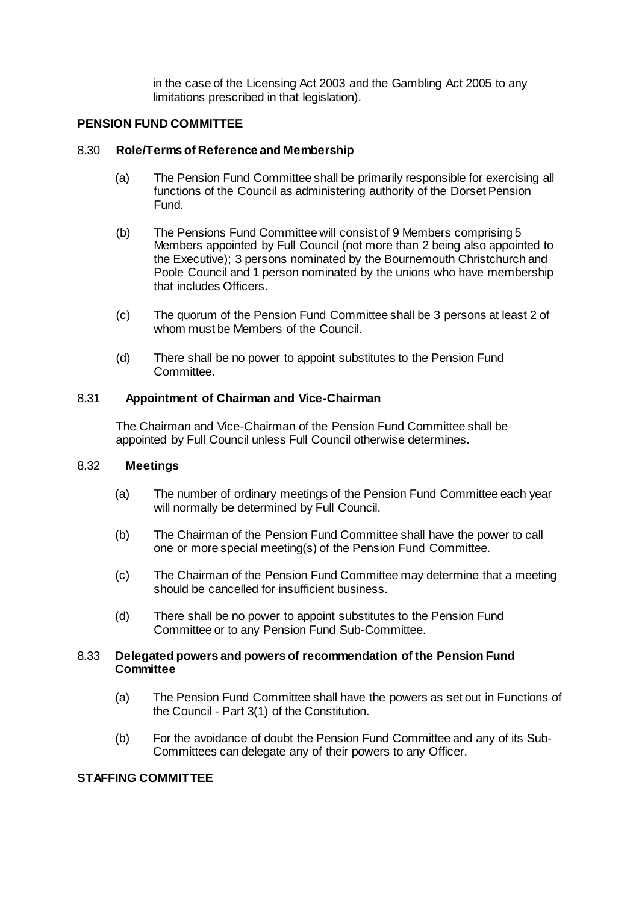in the case of the Licensing Act 2003 and the Gambling Act 2005 to any limitations prescribed in that legislation).

**PENSION FUND COMMITTEE**

8.30 **Role/Terms of Reference and Membership**

(a) The Pension Fund Committee shall be primarily responsible for exercising all functions of the Council as administering authority of the Dorset Pension Fund.

(b) The Pensions Fund Committee will consist of 9 Members comprising 5 Members appointed by Full Council (not more than 2 being also appointed to the Executive); 3 persons nominated by the Bournemouth Christchurch and Poole Council and 1 person nominated by the unions who have membership that includes Officers.

(c) The quorum of the Pension Fund Committee shall be 3 persons at least 2 of whom must be Members of the Council.

(d) There shall be no power to appoint substitutes to the Pension Fund Committee.

8.31 **Appointment of Chairman and Vice-Chairman**

The Chairman and Vice-Chairman of the Pension Fund Committee shall be appointed by Full Council unless Full Council otherwise determines.

8.32 **Meetings**

(a) The number of ordinary meetings of the Pension Fund Committee each year will normally be determined by Full Council.

(b) The Chairman of the Pension Fund Committee shall have the power to call one or more special meeting(s) of the Pension Fund Committee.

(c) The Chairman of the Pension Fund Committee may determine that a meeting should be cancelled for insufficient business.

(d) There shall be no power to appoint substitutes to the Pension Fund Committee or to any Pension Fund Sub-Committee.

8.33 **Delegated powers and powers of recommendation of the Pension Fund Committee**

(a) The Pension Fund Committee shall have the powers as set out in Functions of the Council - Part 3(1) of the Constitution.

(b) For the avoidance of doubt the Pension Fund Committee and any of its Sub-Committees can delegate any of their powers to any Officer.

**STAFFING COMMITTEE**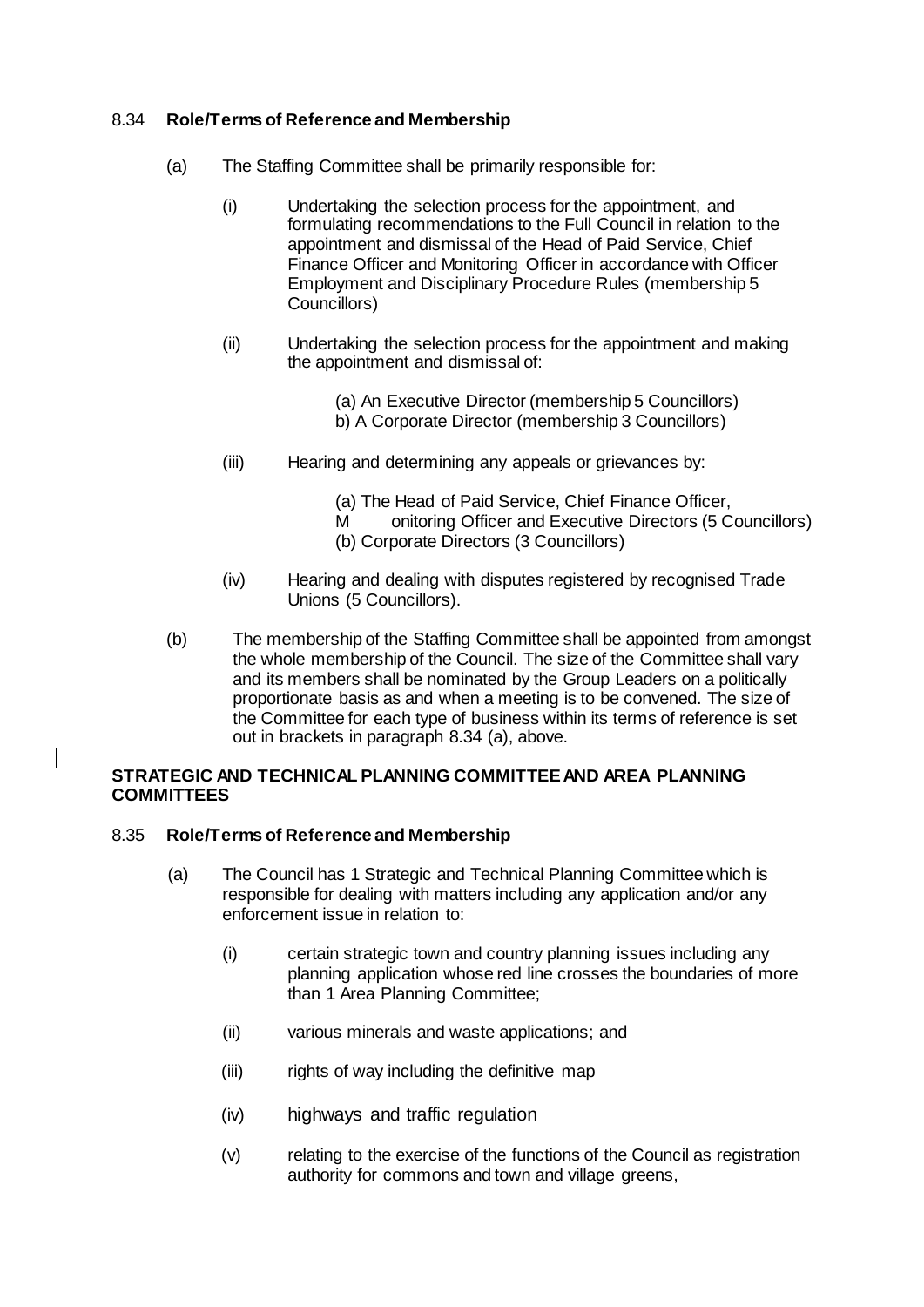8.34 **Role/Terms of Reference and Membership**

(a) The Staffing Committee shall be primarily responsible for:

(i) Undertaking the selection process for the appointment, and formulating recommendations to the Full Council in relation to the appointment and dismissal of the Head of Paid Service, Chief Finance Officer and Monitoring Officer in accordance with Officer Employment and Disciplinary Procedure Rules (membership 5 Councillors)

(ii) Undertaking the selection process for the appointment and making the appointment and dismissal of:

(a) An Executive Director (membership 5 Councillors)
b) A Corporate Director (membership 3 Councillors)

(iii) Hearing and determining any appeals or grievances by:

(a) The Head of Paid Service, Chief Finance Officer, M onitoring Officer and Executive Directors (5 Councillors)
(b) Corporate Directors (3 Councillors)

(iv) Hearing and dealing with disputes registered by recognised Trade Unions (5 Councillors).

(b) The membership of the Staffing Committee shall be appointed from amongst the whole membership of the Council. The size of the Committee shall vary and its members shall be nominated by the Group Leaders on a politically proportionate basis as and when a meeting is to be convened. The size of the Committee for each type of business within its terms of reference is set out in brackets in paragraph 8.34 (a), above.

**STRATEGIC AND TECHNICAL PLANNING COMMITTEE AND AREA PLANNING COMMITTEES**

8.35 **Role/Terms of Reference and Membership**

(a) The Council has 1 Strategic and Technical Planning Committee which is responsible for dealing with matters including any application and/or any enforcement issue in relation to:

(i) certain strategic town and country planning issues including any planning application whose red line crosses the boundaries of more than 1 Area Planning Committee;

(ii) various minerals and waste applications; and

(iii) rights of way including the definitive map

(iv) highways and traffic regulation

(v) relating to the exercise of the functions of the Council as registration authority for commons and town and village greens,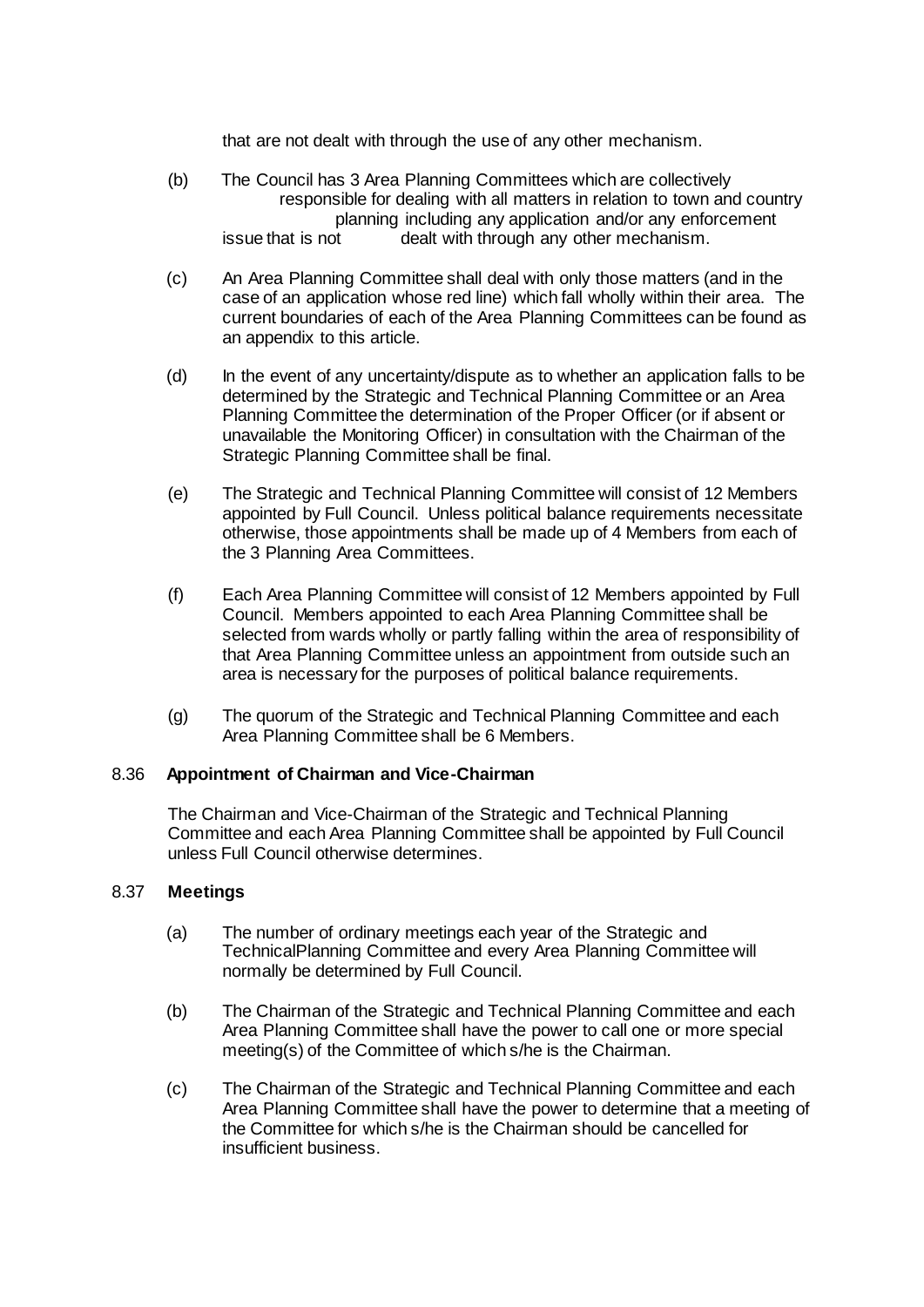that are not dealt with through the use of any other mechanism.

(b) The Council has 3 Area Planning Committees which are collectively responsible for dealing with all matters in relation to town and country planning including any application and/or any enforcement issue that is not dealt with through any other mechanism.

(c) An Area Planning Committee shall deal with only those matters (and in the case of an application whose red line) which fall wholly within their area. The current boundaries of each of the Area Planning Committees can be found as an appendix to this article.

(d) In the event of any uncertainty/dispute as to whether an application falls to be determined by the Strategic and Technical Planning Committee or an Area Planning Committee the determination of the Proper Officer (or if absent or unavailable the Monitoring Officer) in consultation with the Chairman of the Strategic Planning Committee shall be final.

(e) The Strategic and Technical Planning Committee will consist of 12 Members appointed by Full Council. Unless political balance requirements necessitate otherwise, those appointments shall be made up of 4 Members from each of the 3 Planning Area Committees.

(f) Each Area Planning Committee will consist of 12 Members appointed by Full Council. Members appointed to each Area Planning Committee shall be selected from wards wholly or partly falling within the area of responsibility of that Area Planning Committee unless an appointment from outside such an area is necessary for the purposes of political balance requirements.

(g) The quorum of the Strategic and Technical Planning Committee and each Area Planning Committee shall be 6 Members.

## 8.36 Appointment of Chairman and Vice-Chairman

The Chairman and Vice-Chairman of the Strategic and Technical Planning Committee and each Area Planning Committee shall be appointed by Full Council unless Full Council otherwise determines.

## 8.37 Meetings

(a) The number of ordinary meetings each year of the Strategic and TechnicalPlanning Committee and every Area Planning Committee will normally be determined by Full Council.

(b) The Chairman of the Strategic and Technical Planning Committee and each Area Planning Committee shall have the power to call one or more special meeting(s) of the Committee of which s/he is the Chairman.

(c) The Chairman of the Strategic and Technical Planning Committee and each Area Planning Committee shall have the power to determine that a meeting of the Committee for which s/he is the Chairman should be cancelled for insufficient business.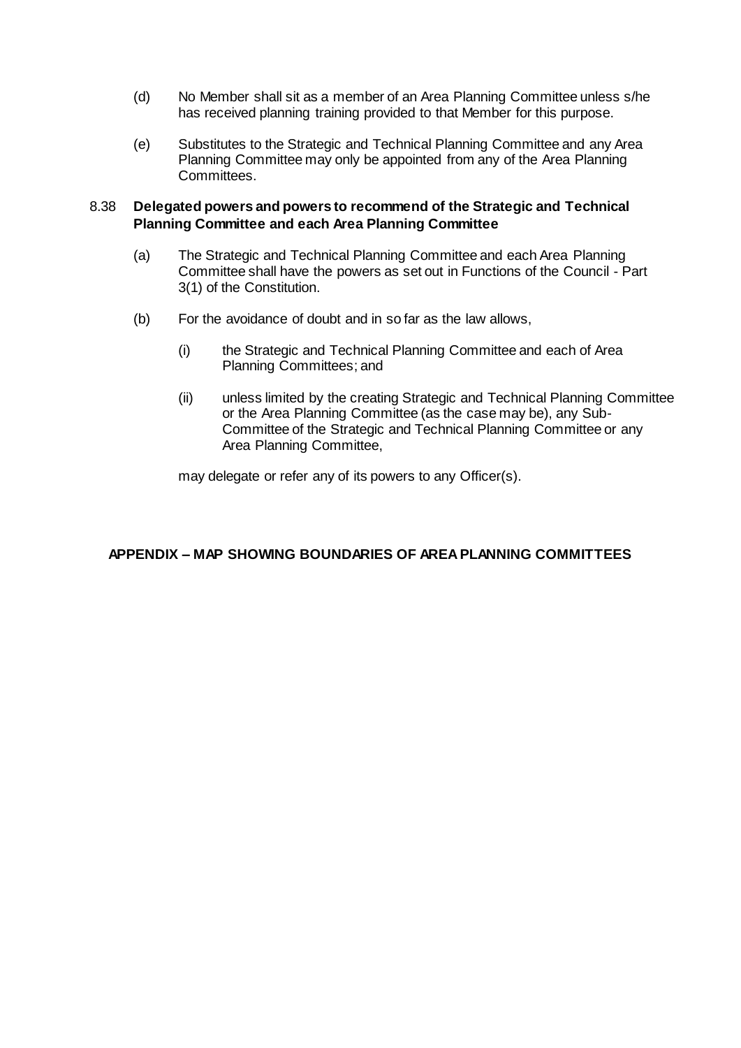(d) No Member shall sit as a member of an Area Planning Committee unless s/he has received planning training provided to that Member for this purpose.

(e) Substitutes to the Strategic and Technical Planning Committee and any Area Planning Committee may only be appointed from any of the Area Planning Committees.

8.38 **Delegated powers and powers to recommend of the Strategic and Technical Planning Committee and each Area Planning Committee**

(a) The Strategic and Technical Planning Committee and each Area Planning Committee shall have the powers as set out in Functions of the Council - Part 3(1) of the Constitution.

(b) For the avoidance of doubt and in so far as the law allows,

(i) the Strategic and Technical Planning Committee and each of Area Planning Committees; and

(ii) unless limited by the creating Strategic and Technical Planning Committee or the Area Planning Committee (as the case may be), any Sub-Committee of the Strategic and Technical Planning Committee or any Area Planning Committee,

may delegate or refer any of its powers to any Officer(s).

**APPENDIX – MAP SHOWING BOUNDARIES OF AREA PLANNING COMMITTEES**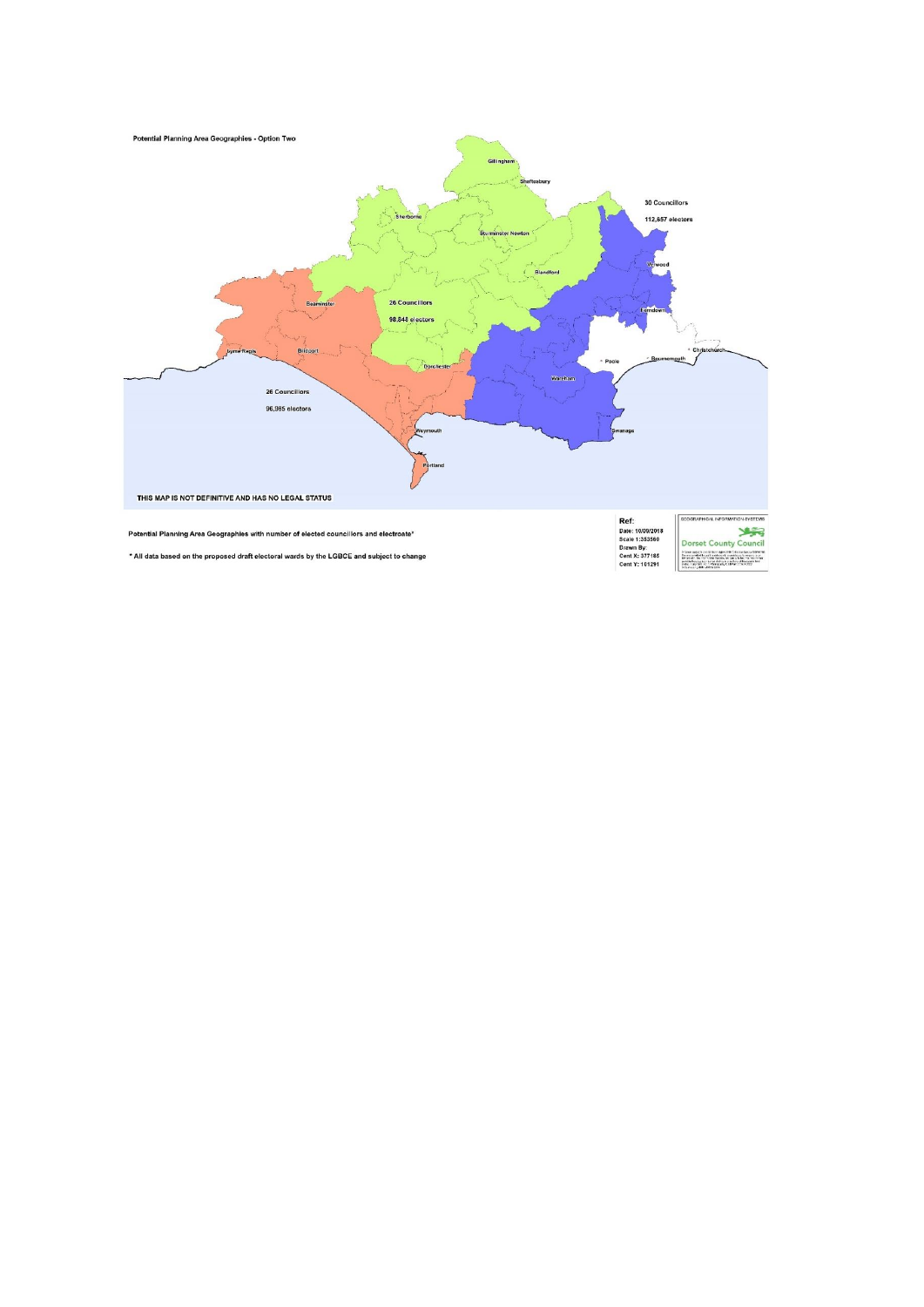Potential Planning Area Geographies - Option Two

Gillingham

Shaftesbury

Sherborne

Sturminster Newton

Blandford

Verwood

Ferndown

Christchurch

Beaminster

Lyme Regis

Bridport

Dorchester

Poole

Bournemouth

Wareham

Weymouth

Swanage

Portland

30 Councillors

112,657 electors

26 Councillors

98,848 electors

26 Councillors

96,365 electors

THIS MAP IS NOT DEFINITIVE AND HAS NO LEGAL STATUS

Potential Planning Area Geographies with number of elected councillors and electorate*

* All data based on the proposed draft electoral wards by the LGBCE and subject to change

Ref:
Date: 10/09/2018
Scale 1:353560
Drawn By:
Cent X: 377185
Cent Y: 101291

GEOGRAPHICAL INFORMATION SYSTEMS

Dorset County Council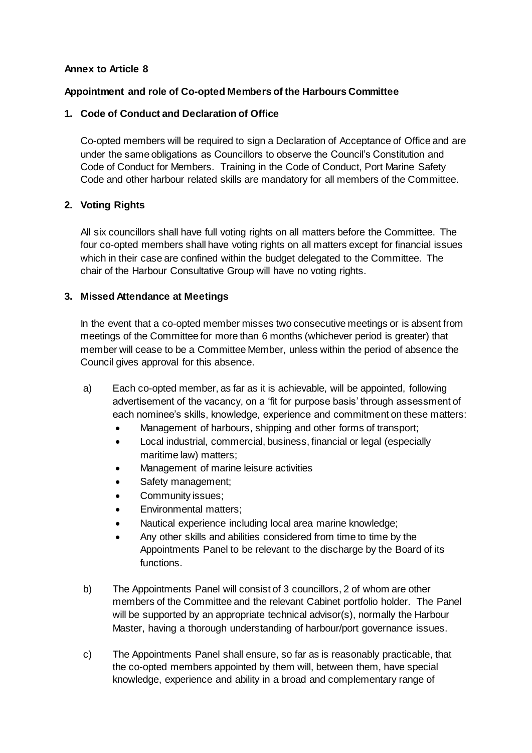**Annex to Article 8**

**Appointment and role of Co-opted Members of the Harbours Committee**

**1. Code of Conduct and Declaration of Office**

Co-opted members will be required to sign a Declaration of Acceptance of Office and are under the same obligations as Councillors to observe the Council's Constitution and Code of Conduct for Members. Training in the Code of Conduct, Port Marine Safety Code and other harbour related skills are mandatory for all members of the Committee.

**2. Voting Rights**

All six councillors shall have full voting rights on all matters before the Committee. The four co-opted members shall have voting rights on all matters except for financial issues which in their case are confined within the budget delegated to the Committee. The chair of the Harbour Consultative Group will have no voting rights.

**3. Missed Attendance at Meetings**

In the event that a co-opted member misses two consecutive meetings or is absent from meetings of the Committee for more than 6 months (whichever period is greater) that member will cease to be a Committee Member, unless within the period of absence the Council gives approval for this absence.

a) Each co-opted member, as far as it is achievable, will be appointed, following advertisement of the vacancy, on a 'fit for purpose basis' through assessment of each nominee's skills, knowledge, experience and commitment on these matters:
   - Management of harbours, shipping and other forms of transport;
   - Local industrial, commercial, business, financial or legal (especially maritime law) matters;
   - Management of marine leisure activities
   - Safety management;
   - Community issues;
   - Environmental matters;
   - Nautical experience including local area marine knowledge;
   - Any other skills and abilities considered from time to time by the Appointments Panel to be relevant to the discharge by the Board of its functions.

b) The Appointments Panel will consist of 3 councillors, 2 of whom are other members of the Committee and the relevant Cabinet portfolio holder. The Panel will be supported by an appropriate technical advisor(s), normally the Harbour Master, having a thorough understanding of harbour/port governance issues.

c) The Appointments Panel shall ensure, so far as is reasonably practicable, that the co-opted members appointed by them will, between them, have special knowledge, experience and ability in a broad and complementary range of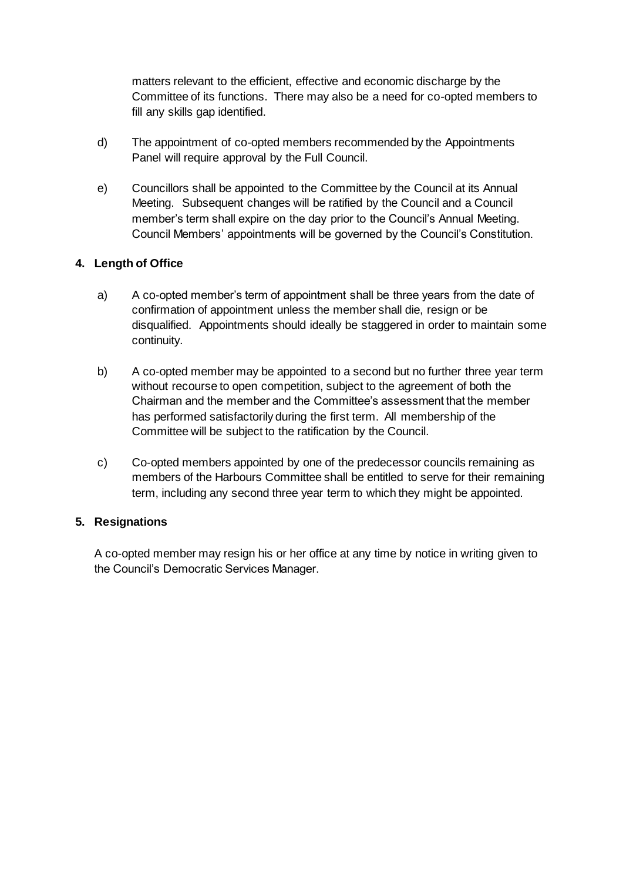matters relevant to the efficient, effective and economic discharge by the Committee of its functions. There may also be a need for co-opted members to fill any skills gap identified.

d) The appointment of co-opted members recommended by the Appointments Panel will require approval by the Full Council.

e) Councillors shall be appointed to the Committee by the Council at its Annual Meeting. Subsequent changes will be ratified by the Council and a Council member's term shall expire on the day prior to the Council's Annual Meeting. Council Members' appointments will be governed by the Council's Constitution.

**4. Length of Office**

a) A co-opted member's term of appointment shall be three years from the date of confirmation of appointment unless the member shall die, resign or be disqualified. Appointments should ideally be staggered in order to maintain some continuity.

b) A co-opted member may be appointed to a second but no further three year term without recourse to open competition, subject to the agreement of both the Chairman and the member and the Committee's assessment that the member has performed satisfactorily during the first term. All membership of the Committee will be subject to the ratification by the Council.

c) Co-opted members appointed by one of the predecessor councils remaining as members of the Harbours Committee shall be entitled to serve for their remaining term, including any second three year term to which they might be appointed.

**5. Resignations**

A co-opted member may resign his or her office at any time by notice in writing given to the Council's Democratic Services Manager.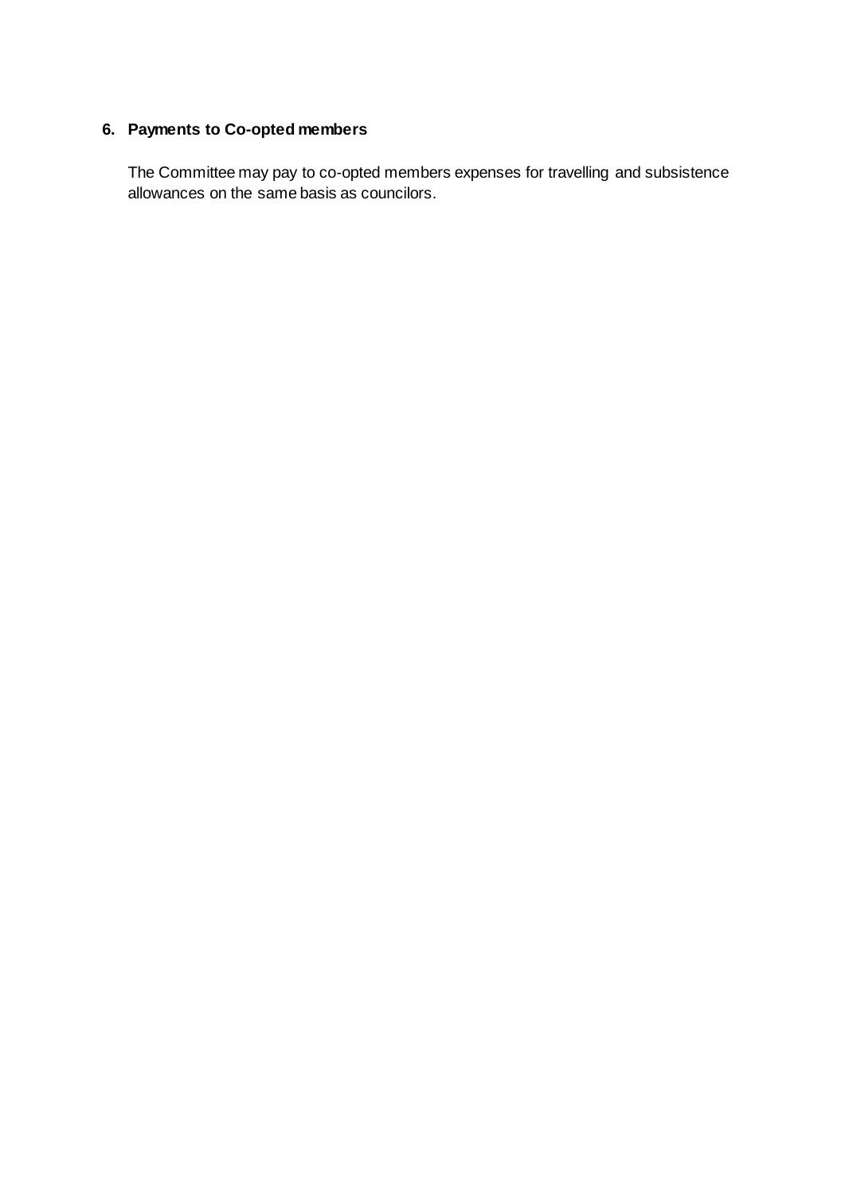**6. Payments to Co-opted members**

The Committee may pay to co-opted members expenses for travelling and subsistence allowances on the same basis as councilors.